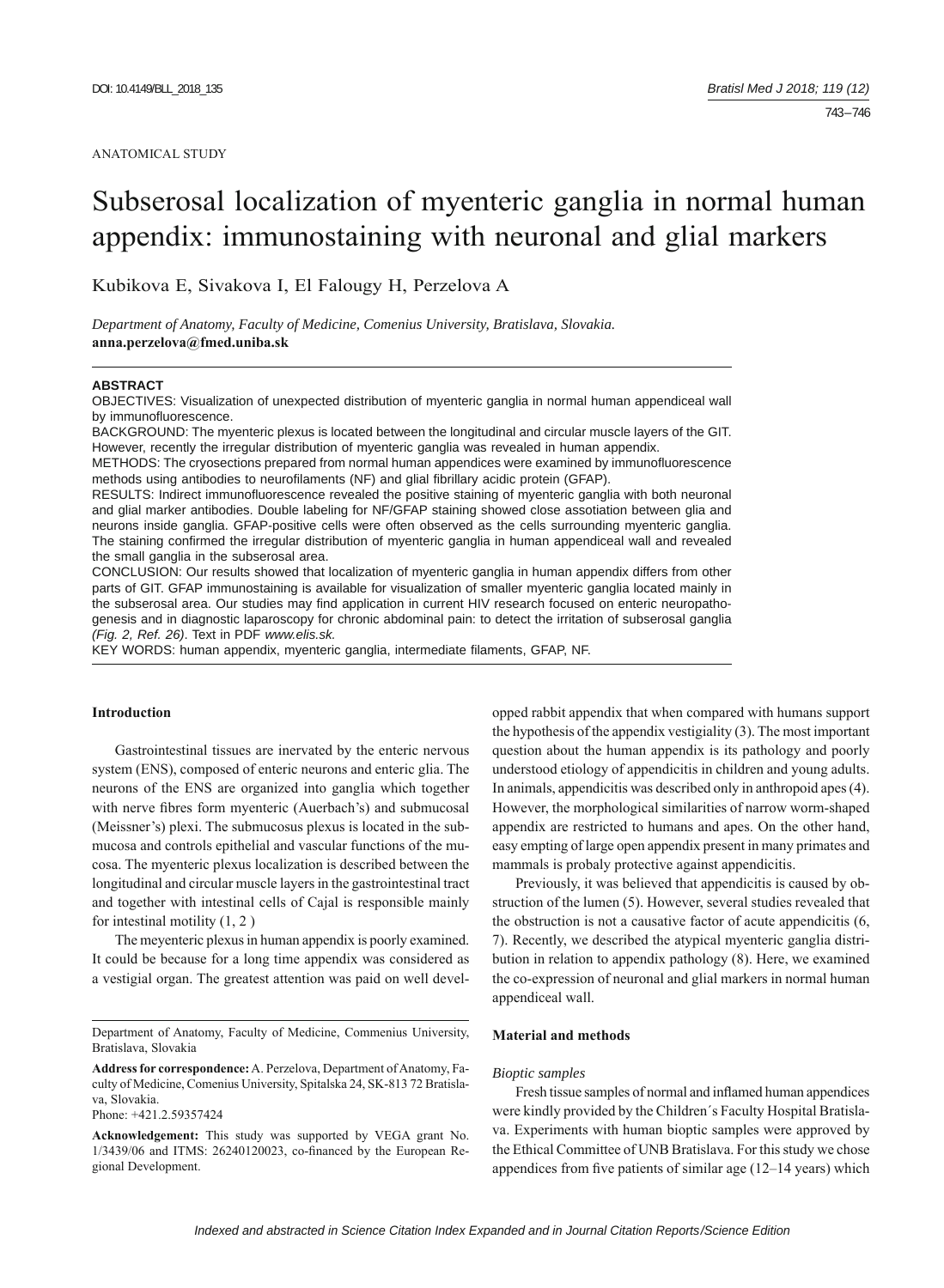ANATOMICAL STUDY

# Subserosal localization of myenteric ganglia in normal human appendix: immunostaining with neuronal and glial markers

Kubikova E, Sivakova I, El Falougy H, Perzelova A

*Department of Anatomy, Faculty of Medicine, Comenius University, Bratislava, Slovakia.*
**anna.perzelova@fmed.uniba.sk**

**ABSTRACT**

OBJECTIVES: Visualization of unexpected distribution of myenteric ganglia in normal human appendiceal wall by immunofluorescence.

BACKGROUND: The myenteric plexus is located between the longitudinal and circular muscle layers of the GIT. However, recently the irregular distribution of myenteric ganglia was revealed in human appendix.

METHODS: The cryosections prepared from normal human appendices were examined by immunofluorescence methods using antibodies to neurofilaments (NF) and glial fibrillary acidic protein (GFAP).

RESULTS: Indirect immunofluorescence revealed the positive staining of myenteric ganglia with both neuronal and glial marker antibodies. Double labeling for NF/GFAP staining showed close assotiation between glia and neurons inside ganglia. GFAP-positive cells were often observed as the cells surrounding myenteric ganglia. The staining confirmed the irregular distribution of myenteric ganglia in human appendiceal wall and revealed the small ganglia in the subserosal area.

CONCLUSION: Our results showed that localization of myenteric ganglia in human appendix differs from other parts of GIT. GFAP immunostaining is available for visualization of smaller myenteric ganglia located mainly in the subserosal area. Our studies may find application in current HIV research focused on enteric neuropathogenesis and in diagnostic laparoscopy for chronic abdominal pain: to detect the irritation of subserosal ganglia *(Fig. 2, Ref. 26)*. Text in PDF *www.elis.sk.*

KEY WORDS: human appendix, myenteric ganglia, intermediate filaments, GFAP, NF.

## Introduction

Gastrointestinal tissues are inervated by the enteric nervous system (ENS), composed of enteric neurons and enteric glia. The neurons of the ENS are organized into ganglia which together with nerve fibres form myenteric (Auerbach's) and submucosal (Meissner's) plexi. The submucosus plexus is located in the submucosa and controls epithelial and vascular functions of the mucosa. The myenteric plexus localization is described between the longitudinal and circular muscle layers in the gastrointestinal tract and together with intestinal cells of Cajal is responsible mainly for intestinal motility (1, 2 )

The meyenteric plexus in human appendix is poorly examined. It could be because for a long time appendix was considered as a vestigial organ. The greatest attention was paid on well developped rabbit appendix that when compared with humans support the hypothesis of the appendix vestigiality (3). The most important question about the human appendix is its pathology and poorly understood etiology of appendicitis in children and young adults. In animals, appendicitis was described only in anthropoid apes (4). However, the morphological similarities of narrow worm-shaped appendix are restricted to humans and apes. On the other hand, easy empting of large open appendix present in many primates and mammals is probaly protective against appendicitis.

Previously, it was believed that appendicitis is caused by obstruction of the lumen (5). However, several studies revealed that the obstruction is not a causative factor of acute appendicitis (6, 7). Recently, we described the atypical myenteric ganglia distribution in relation to appendix pathology (8). Here, we examined the co-expression of neuronal and glial markers in normal human appendiceal wall.

## Material and methods

*Bioptic samples*

Fresh tissue samples of normal and inflamed human appendices were kindly provided by the Children´s Faculty Hospital Bratislava. Experiments with human bioptic samples were approved by the Ethical Committee of UNB Bratislava. For this study we chose appendices from five patients of similar age (12–14 years) which

---

Department of Anatomy, Faculty of Medicine, Commenius University, Bratislava, Slovakia

**Address for correspondence:** A. Perzelova, Department of Anatomy, Faculty of Medicine, Comenius University, Spitalska 24, SK-813 72 Bratislava, Slovakia.
Phone: +421.2.59357424

**Acknowledgement:** This study was supported by VEGA grant No. 1/3439/06 and ITMS: 26240120023, co-financed by the European Regional Development.

*Indexed and abstracted in Science Citation Index Expanded and in Journal Citation Reports/Science Edition*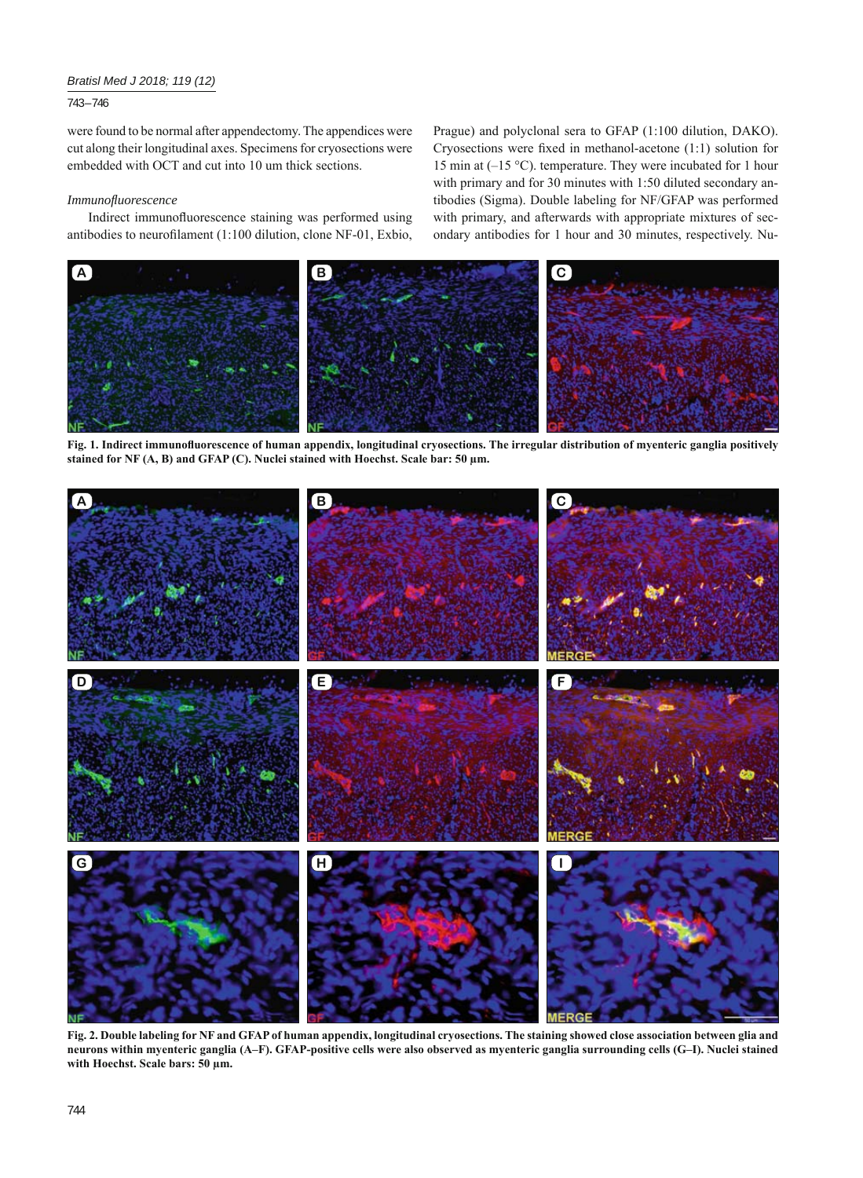were found to be normal after appendectomy. The appendices were cut along their longitudinal axes. Specimens for cryosections were embedded with OCT and cut into 10 um thick sections.

*Immunofluorescence*

Indirect immunofluorescence staining was performed using antibodies to neurofilament (1:100 dilution, clone NF-01, Exbio, Prague) and polyclonal sera to GFAP (1:100 dilution, DAKO). Cryosections were fixed in methanol-acetone (1:1) solution for 15 min at (–15 °C). temperature. They were incubated for 1 hour with primary and for 30 minutes with 1:50 diluted secondary antibodies (Sigma). Double labeling for NF/GFAP was performed with primary, and afterwards with appropriate mixtures of secondary antibodies for 1 hour and 30 minutes, respectively. Nu-

**Fig. 1. Indirect immunofluorescence of human appendix, longitudinal cryosections. The irregular distribution of myenteric ganglia positively stained for NF (A, B) and GFAP (C). Nuclei stained with Hoechst. Scale bar: 50 µm.**

**Fig. 2. Double labeling for NF and GFAP of human appendix, longitudinal cryosections. The staining showed close association between glia and neurons within myenteric ganglia (A–F). GFAP-positive cells were also observed as myenteric ganglia surrounding cells (G–I). Nuclei stained with Hoechst. Scale bars: 50 µm.**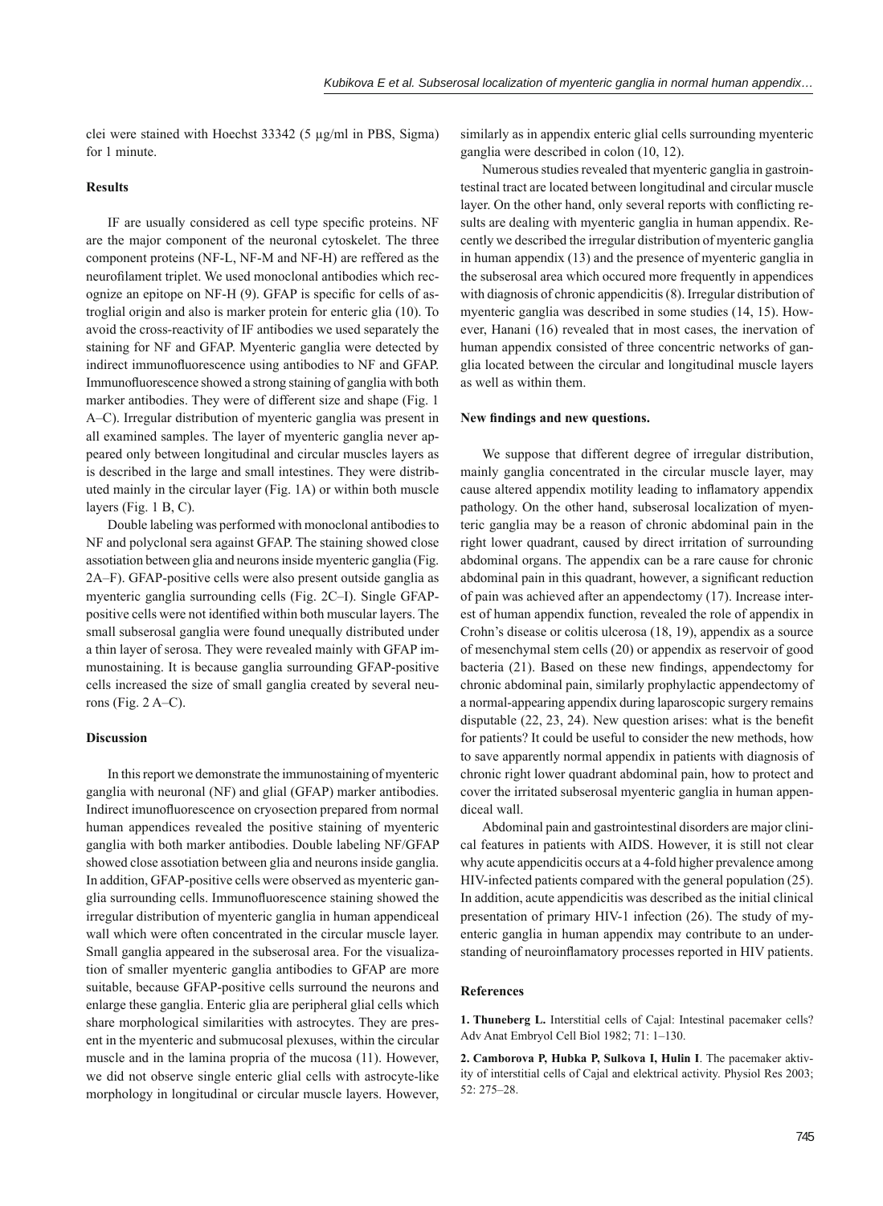clei were stained with Hoechst 33342 (5 µg/ml in PBS, Sigma) for 1 minute.

### Results

IF are usually considered as cell type specific proteins. NF are the major component of the neuronal cytoskelet. The three component proteins (NF-L, NF-M and NF-H) are reffered as the neurofilament triplet. We used monoclonal antibodies which recognize an epitope on NF-H (9). GFAP is specific for cells of astroglial origin and also is marker protein for enteric glia (10). To avoid the cross-reactivity of IF antibodies we used separately the staining for NF and GFAP. Myenteric ganglia were detected by indirect immunofluorescence using antibodies to NF and GFAP. Immunofluorescence showed a strong staining of ganglia with both marker antibodies. They were of different size and shape (Fig. 1 A–C). Irregular distribution of myenteric ganglia was present in all examined samples. The layer of myenteric ganglia never appeared only between longitudinal and circular muscles layers as is described in the large and small intestines. They were distributed mainly in the circular layer (Fig. 1A) or within both muscle layers (Fig. 1 B, C).

Double labeling was performed with monoclonal antibodies to NF and polyclonal sera against GFAP. The staining showed close assotiation between glia and neurons inside myenteric ganglia (Fig. 2A–F). GFAP-positive cells were also present outside ganglia as myenteric ganglia surrounding cells (Fig. 2C–I). Single GFAP-positive cells were not identified within both muscular layers. The small subserosal ganglia were found unequally distributed under a thin layer of serosa. They were revealed mainly with GFAP immunostaining. It is because ganglia surrounding GFAP-positive cells increased the size of small ganglia created by several neurons (Fig. 2 A–C).

### Discussion

In this report we demonstrate the immunostaining of myenteric ganglia with neuronal (NF) and glial (GFAP) marker antibodies. Indirect imunofluorescence on cryosection prepared from normal human appendices revealed the positive staining of myenteric ganglia with both marker antibodies. Double labeling NF/GFAP showed close assotiation between glia and neurons inside ganglia. In addition, GFAP-positive cells were observed as myenteric ganglia surrounding cells. Immunofluorescence staining showed the irregular distribution of myenteric ganglia in human appendiceal wall which were often concentrated in the circular muscle layer. Small ganglia appeared in the subserosal area. For the visualization of smaller myenteric ganglia antibodies to GFAP are more suitable, because GFAP-positive cells surround the neurons and enlarge these ganglia. Enteric glia are peripheral glial cells which share morphological similarities with astrocytes. They are present in the myenteric and submucosal plexuses, within the circular muscle and in the lamina propria of the mucosa (11). However, we did not observe single enteric glial cells with astrocyte-like morphology in longitudinal or circular muscle layers. However, similarly as in appendix enteric glial cells surrounding myenteric ganglia were described in colon (10, 12).

Numerous studies revealed that myenteric ganglia in gastrointestinal tract are located between longitudinal and circular muscle layer. On the other hand, only several reports with conflicting results are dealing with myenteric ganglia in human appendix. Recently we described the irregular distribution of myenteric ganglia in human appendix (13) and the presence of myenteric ganglia in the subserosal area which occured more frequently in appendices with diagnosis of chronic appendicitis (8). Irregular distribution of myenteric ganglia was described in some studies (14, 15). However, Hanani (16) revealed that in most cases, the inervation of human appendix consisted of three concentric networks of ganglia located between the circular and longitudinal muscle layers as well as within them.

### New findings and new questions.

We suppose that different degree of irregular distribution, mainly ganglia concentrated in the circular muscle layer, may cause altered appendix motility leading to inflamatory appendix pathology. On the other hand, subserosal localization of myenteric ganglia may be a reason of chronic abdominal pain in the right lower quadrant, caused by direct irritation of surrounding abdominal organs. The appendix can be a rare cause for chronic abdominal pain in this quadrant, however, a significant reduction of pain was achieved after an appendectomy (17). Increase interest of human appendix function, revealed the role of appendix in Crohn's disease or colitis ulcerosa (18, 19), appendix as a source of mesenchymal stem cells (20) or appendix as reservoir of good bacteria (21). Based on these new findings, appendectomy for chronic abdominal pain, similarly prophylactic appendectomy of a normal-appearing appendix during laparoscopic surgery remains disputable (22, 23, 24). New question arises: what is the benefit for patients? It could be useful to consider the new methods, how to save apparently normal appendix in patients with diagnosis of chronic right lower quadrant abdominal pain, how to protect and cover the irritated subserosal myenteric ganglia in human appendiceal wall.

Abdominal pain and gastrointestinal disorders are major clinical features in patients with AIDS. However, it is still not clear why acute appendicitis occurs at a 4-fold higher prevalence among HIV-infected patients compared with the general population (25). In addition, acute appendicitis was described as the initial clinical presentation of primary HIV-1 infection (26). The study of myenteric ganglia in human appendix may contribute to an understanding of neuroinflamatory processes reported in HIV patients.

### References

**1. Thuneberg L.** Interstitial cells of Cajal: Intestinal pacemaker cells? Adv Anat Embryol Cell Biol 1982; 71: 1–130.

**2. Camborova P, Hubka P, Sulkova I, Hulin I**. The pacemaker aktivity of interstitial cells of Cajal and elektrical activity. Physiol Res 2003; 52: 275–28.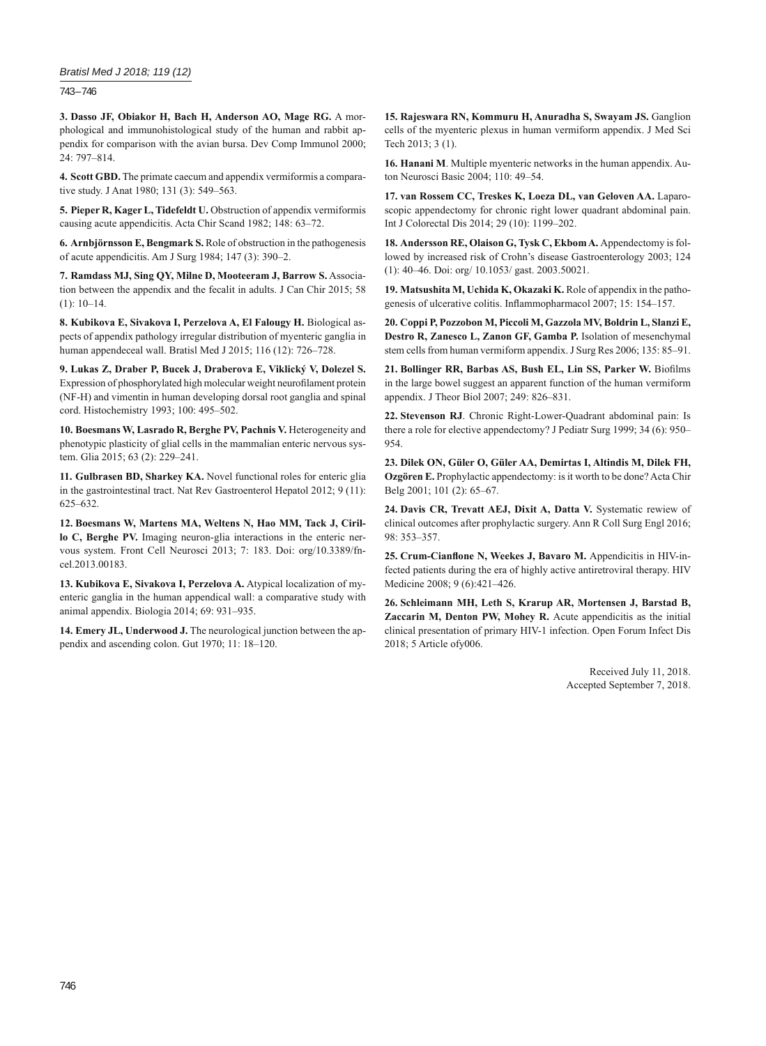**3. Dasso JF, Obiakor H, Bach H, Anderson AO, Mage RG.** A morphological and immunohistological study of the human and rabbit appendix for comparison with the avian bursa. Dev Comp Immunol 2000; 24: 797–814.

**4. Scott GBD.** The primate caecum and appendix vermiformis a comparative study. J Anat 1980; 131 (3): 549–563.

**5. Pieper R, Kager L, Tidefeldt U.** Obstruction of appendix vermiformis causing acute appendicitis. Acta Chir Scand 1982; 148: 63–72.

**6. Arnbjörnsson E, Bengmark S.** Role of obstruction in the pathogenesis of acute appendicitis. Am J Surg 1984; 147 (3): 390–2.

**7. Ramdass MJ, Sing QY, Milne D, Mooteeram J, Barrow S.** Association between the appendix and the fecalit in adults. J Can Chir 2015; 58 (1): 10–14.

**8. Kubikova E, Sivakova I, Perzelova A, El Falougy H.** Biological aspects of appendix pathology irregular distribution of myenteric ganglia in human appendeceal wall. Bratisl Med J 2015; 116 (12): 726–728.

**9. Lukas Z, Draber P, Bucek J, Draberova E, Viklický V, Dolezel S.** Expression of phosphorylated high molecular weight neurofilament protein (NF-H) and vimentin in human developing dorsal root ganglia and spinal cord. Histochemistry 1993; 100: 495–502.

**10. Boesmans W, Lasrado R, Berghe PV, Pachnis V.** Heterogeneity and phenotypic plasticity of glial cells in the mammalian enteric nervous system. Glia 2015; 63 (2): 229–241.

**11. Gulbrasen BD, Sharkey KA.** Novel functional roles for enteric glia in the gastrointestinal tract. Nat Rev Gastroenterol Hepatol 2012; 9 (11): 625–632.

**12. Boesmans W, Martens MA, Weltens N, Hao MM, Tack J, Cirillo C, Berghe PV.** Imaging neuron-glia interactions in the enteric nervous system. Front Cell Neurosci 2013; 7: 183. Doi: org/10.3389/fncel.2013.00183.

**13. Kubikova E, Sivakova I, Perzelova A.** Atypical localization of myenteric ganglia in the human appendical wall: a comparative study with animal appendix. Biologia 2014; 69: 931–935.

**14. Emery JL, Underwood J.** The neurological junction between the appendix and ascending colon. Gut 1970; 11: 18–120.

**15. Rajeswara RN, Kommuru H, Anuradha S, Swayam JS.** Ganglion cells of the myenteric plexus in human vermiform appendix. J Med Sci Tech 2013; 3 (1).

**16. Hanani M**. Multiple myenteric networks in the human appendix. Auton Neurosci Basic 2004; 110: 49–54.

**17. van Rossem CC, Treskes K, Loeza DL, van Geloven AA.** Laparoscopic appendectomy for chronic right lower quadrant abdominal pain. Int J Colorectal Dis 2014; 29 (10): 1199–202.

**18. Andersson RE, Olaison G, Tysk C, Ekbom A.** Appendectomy is followed by increased risk of Crohn's disease Gastroenterology 2003; 124 (1): 40–46. Doi: org/ 10.1053/ gast. 2003.50021.

**19. Matsushita M, Uchida K, Okazaki K.** Role of appendix in the pathogenesis of ulcerative colitis. Inflammopharmacol 2007; 15: 154–157.

**20. Coppi P, Pozzobon M, Piccoli M, Gazzola MV, Boldrin L, Slanzi E, Destro R, Zanesco L, Zanon GF, Gamba P.** Isolation of mesenchymal stem cells from human vermiform appendix. J Surg Res 2006; 135: 85–91.

**21. Bollinger RR, Barbas AS, Bush EL, Lin SS, Parker W.** Biofilms in the large bowel suggest an apparent function of the human vermiform appendix. J Theor Biol 2007; 249: 826–831.

**22. Stevenson RJ**. Chronic Right-Lower-Quadrant abdominal pain: Is there a role for elective appendectomy? J Pediatr Surg 1999; 34 (6): 950–954.

**23. Dilek ON, Güler O, Güler AA, Demirtas I, Altindis M, Dilek FH, Ozgören E.** Prophylactic appendectomy: is it worth to be done? Acta Chir Belg 2001; 101 (2): 65–67.

**24. Davis CR, Trevatt AEJ, Dixit A, Datta V.** Systematic rewiew of clinical outcomes after prophylactic surgery. Ann R Coll Surg Engl 2016; 98: 353–357.

**25. Crum-Cianflone N, Weekes J, Bavaro M.** Appendicitis in HIV-infected patients during the era of highly active antiretroviral therapy. HIV Medicine 2008; 9 (6):421–426.

**26. Schleimann MH, Leth S, Krarup AR, Mortensen J, Barstad B, Zaccarin M, Denton PW, Mohey R.** Acute appendicitis as the initial clinical presentation of primary HIV-1 infection. Open Forum Infect Dis 2018; 5 Article ofy006.

Received July 11, 2018.
Accepted September 7, 2018.